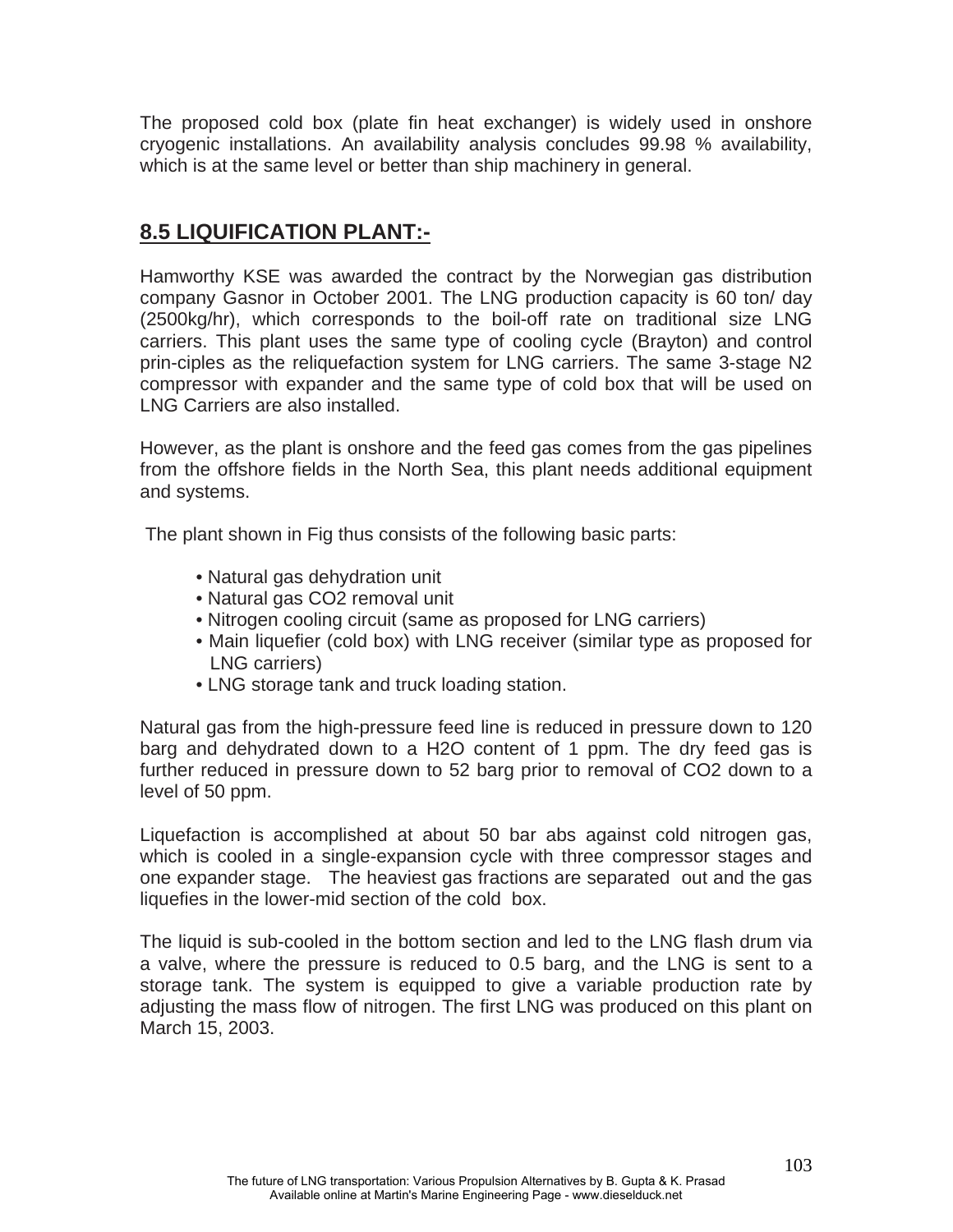The proposed cold box (plate fin heat exchanger) is widely used in onshore cryogenic installations. An availability analysis concludes 99.98 % availability, which is at the same level or better than ship machinery in general.

## 8.5 LIQUIFICATION PLANT:-

Hamworthy KSE was awarded the contract by the Norwegian gas distribution company Gasnor in October 2001. The LNG production capacity is 60 ton/ day (2500kg/hr), which corresponds to the boil-off rate on traditional size LNG carriers. This plant uses the same type of cooling cycle (Brayton) and control prin-ciples as the reliquefaction system for LNG carriers. The same 3-stage $N_2$ compressor with expander and the same type of cold box that will be used on LNG Carriers are also installed.

However, as the plant is onshore and the feed gas comes from the gas pipelines from the offshore fields in the North Sea, this plant needs additional equipment and systems.

The plant shown in Fig thus consists of the following basic parts:

- Natural gas dehydration unit
- Natural gas $CO_2$ removal unit
- Nitrogen cooling circuit (same as proposed for LNG carriers)
- Main liquefier (cold box) with LNG receiver (similar type as proposed for LNG carriers)
- LNG storage tank and truck loading station.

Natural gas from the high-pressure feed line is reduced in pressure down to 120 barg and dehydrated down to a $H_2O$ content of 1 ppm. The dry feed gas is further reduced in pressure down to 52 barg prior to removal of $CO_2$ down to a level of 50 ppm.

Liquefaction is accomplished at about 50 bar abs against cold nitrogen gas, which is cooled in a single-expansion cycle with three compressor stages and one expander stage. The heaviest gas fractions are separated out and the gas liquefies in the lower-mid section of the cold box.

The liquid is sub-cooled in the bottom section and led to the LNG flash drum via a valve, where the pressure is reduced to 0.5 barg, and the LNG is sent to a storage tank. The system is equipped to give a variable production rate by adjusting the mass flow of nitrogen. The first LNG was produced on this plant on March 15, 2003.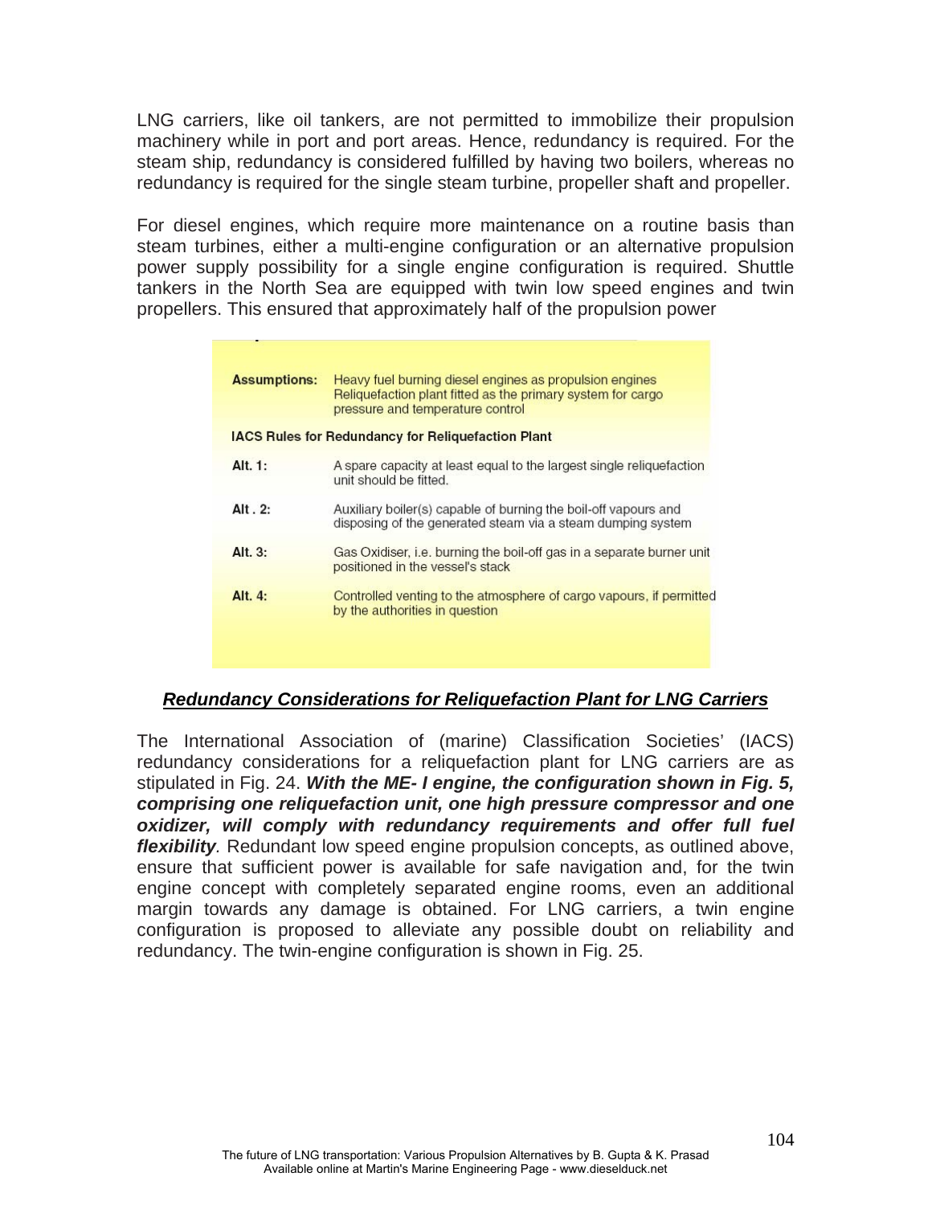LNG carriers, like oil tankers, are not permitted to immobilize their propulsion machinery while in port and port areas. Hence, redundancy is required. For the steam ship, redundancy is considered fulfilled by having two boilers, whereas no redundancy is required for the single steam turbine, propeller shaft and propeller.

For diesel engines, which require more maintenance on a routine basis than steam turbines, either a multi-engine configuration or an alternative propulsion power supply possibility for a single engine configuration is required. Shuttle tankers in the North Sea are equipped with twin low speed engines and twin propellers. This ensured that approximately half of the propulsion power

| | |
|---|---|
| **Assumptions:** | Heavy fuel burning diesel engines as propulsion engines<br>Reliquefaction plant fitted as the primary system for cargo pressure and temperature control |
| **IACS Rules for Redundancy for Reliquefaction Plant** | |
| **Alt. 1:** | A spare capacity at least equal to the largest single reliquefaction unit should be fitted. |
| **Alt . 2:** | Auxiliary boiler(s) capable of burning the boil-off vapours and disposing of the generated steam via a steam dumping system |
| **Alt. 3:** | Gas Oxidiser, i.e. burning the boil-off gas in a separate burner unit positioned in the vessel's stack |
| **Alt. 4:** | Controlled venting to the atmosphere of cargo vapours, if permitted by the authorities in question |

***Redundancy Considerations for Reliquefaction Plant for LNG Carriers***

The International Association of (marine) Classification Societies' (IACS) redundancy considerations for a reliquefaction plant for LNG carriers are as stipulated in Fig. 24. ***With the ME- I engine, the configuration shown in Fig. 5, comprising one reliquefaction unit, one high pressure compressor and one oxidizer, will comply with redundancy requirements and offer full fuel flexibility***. Redundant low speed engine propulsion concepts, as outlined above, ensure that sufficient power is available for safe navigation and, for the twin engine concept with completely separated engine rooms, even an additional margin towards any damage is obtained. For LNG carriers, a twin engine configuration is proposed to alleviate any possible doubt on reliability and redundancy. The twin-engine configuration is shown in Fig. 25.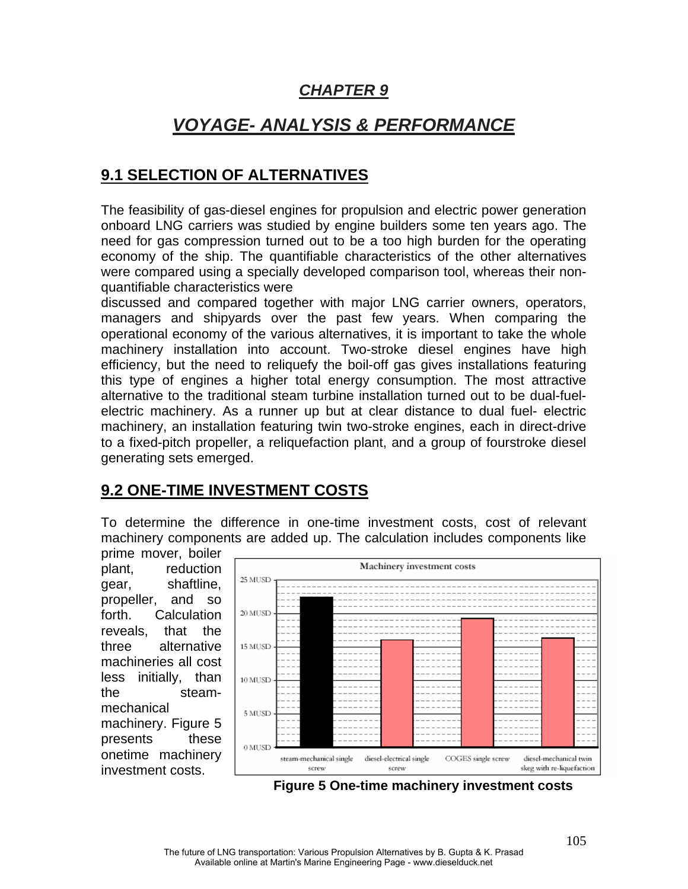## *CHAPTER 9*

# *VOYAGE- ANALYSIS & PERFORMANCE*

## 9.1 SELECTION OF ALTERNATIVES

The feasibility of gas-diesel engines for propulsion and electric power generation onboard LNG carriers was studied by engine builders some ten years ago. The need for gas compression turned out to be a too high burden for the operating economy of the ship. The quantifiable characteristics of the other alternatives were compared using a specially developed comparison tool, whereas their non-quantifiable characteristics were
discussed and compared together with major LNG carrier owners, operators, managers and shipyards over the past few years. When comparing the operational economy of the various alternatives, it is important to take the whole machinery installation into account. Two-stroke diesel engines have high efficiency, but the need to reliquefy the boil-off gas gives installations featuring this type of engines a higher total energy consumption. The most attractive alternative to the traditional steam turbine installation turned out to be dual-fuel-electric machinery. As a runner up but at clear distance to dual fuel- electric machinery, an installation featuring twin two-stroke engines, each in direct-drive to a fixed-pitch propeller, a reliquefaction plant, and a group of fourstroke diesel generating sets emerged.

## 9.2 ONE-TIME INVESTMENT COSTS

To determine the difference in one-time investment costs, cost of relevant machinery components are added up. The calculation includes components like prime mover, boiler plant, reduction gear, shaftline, propeller, and so forth. Calculation reveals, that the three alternative machineries all cost less initially, than the steam-mechanical machinery. Figure 5 presents these onetime machinery investment costs.

**Figure 5 One-time machinery investment costs**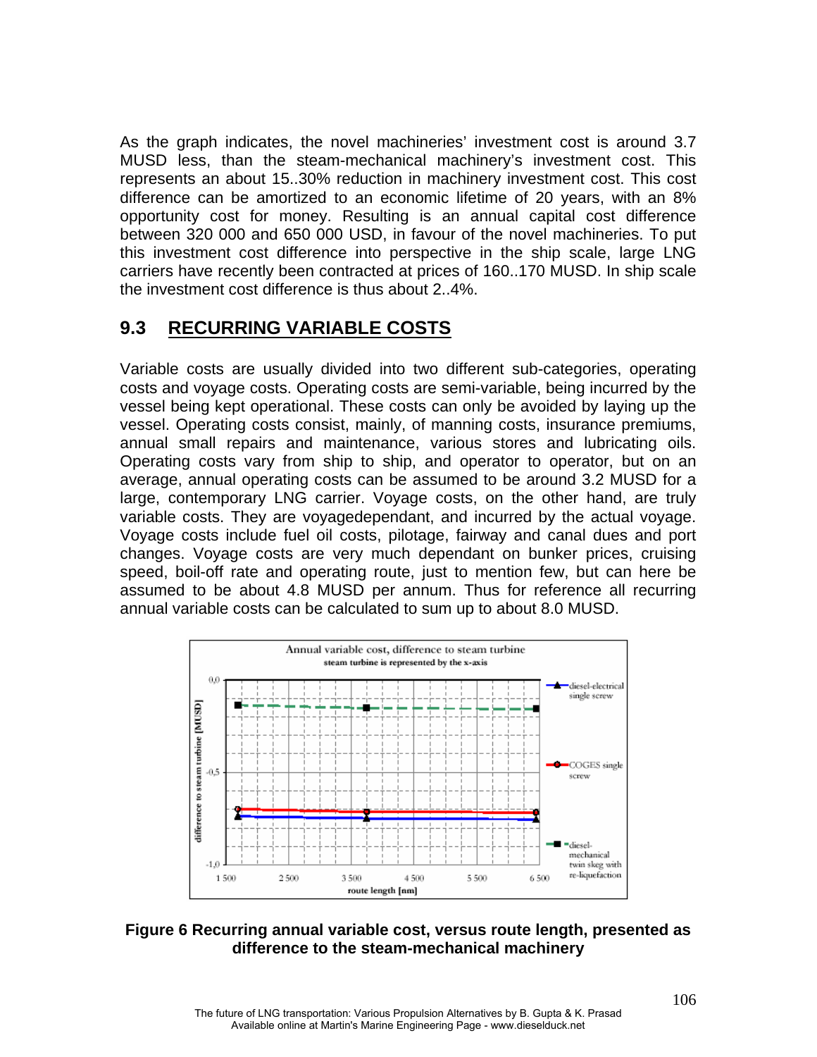As the graph indicates, the novel machineries' investment cost is around 3.7 MUSD less, than the steam-mechanical machinery's investment cost. This represents an about 15..30% reduction in machinery investment cost. This cost difference can be amortized to an economic lifetime of 20 years, with an 8% opportunity cost for money. Resulting is an annual capital cost difference between 320 000 and 650 000 USD, in favour of the novel machineries. To put this investment cost difference into perspective in the ship scale, large LNG carriers have recently been contracted at prices of 160..170 MUSD. In ship scale the investment cost difference is thus about 2..4%.

## 9.3 RECURRING VARIABLE COSTS

Variable costs are usually divided into two different sub-categories, operating costs and voyage costs. Operating costs are semi-variable, being incurred by the vessel being kept operational. These costs can only be avoided by laying up the vessel. Operating costs consist, mainly, of manning costs, insurance premiums, annual small repairs and maintenance, various stores and lubricating oils. Operating costs vary from ship to ship, and operator to operator, but on an average, annual operating costs can be assumed to be around 3.2 MUSD for a large, contemporary LNG carrier. Voyage costs, on the other hand, are truly variable costs. They are voyagedependant, and incurred by the actual voyage. Voyage costs include fuel oil costs, pilotage, fairway and canal dues and port changes. Voyage costs are very much dependant on bunker prices, cruising speed, boil-off rate and operating route, just to mention few, but can here be assumed to be about 4.8 MUSD per annum. Thus for reference all recurring annual variable costs can be calculated to sum up to about 8.0 MUSD.

**Figure 6 Recurring annual variable cost, versus route length, presented as difference to the steam-mechanical machinery**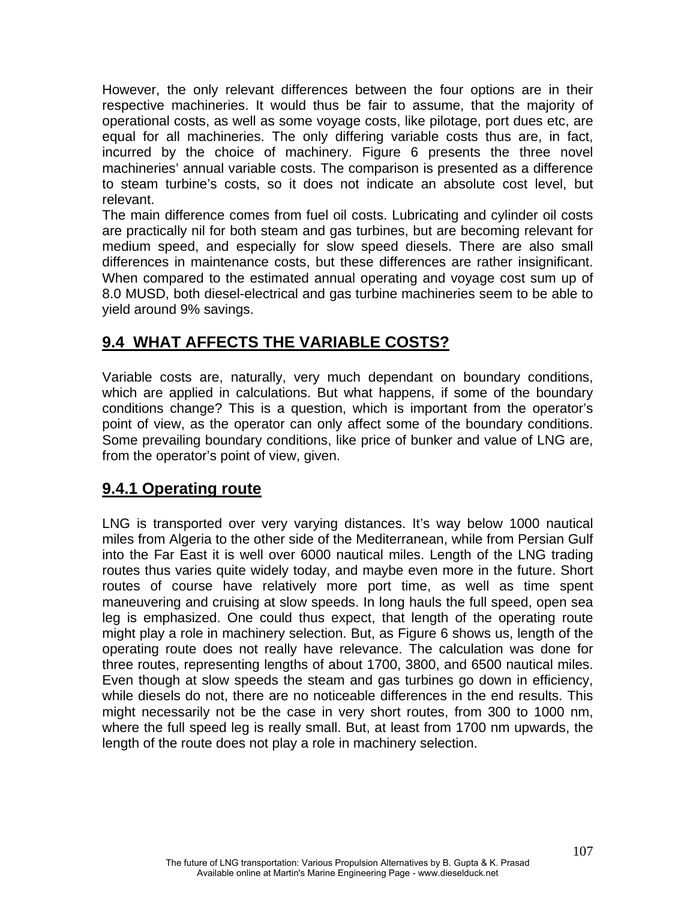However, the only relevant differences between the four options are in their respective machineries. It would thus be fair to assume, that the majority of operational costs, as well as some voyage costs, like pilotage, port dues etc, are equal for all machineries. The only differing variable costs thus are, in fact, incurred by the choice of machinery. Figure 6 presents the three novel machineries' annual variable costs. The comparison is presented as a difference to steam turbine's costs, so it does not indicate an absolute cost level, but relevant.

The main difference comes from fuel oil costs. Lubricating and cylinder oil costs are practically nil for both steam and gas turbines, but are becoming relevant for medium speed, and especially for slow speed diesels. There are also small differences in maintenance costs, but these differences are rather insignificant. When compared to the estimated annual operating and voyage cost sum up of 8.0 MUSD, both diesel-electrical and gas turbine machineries seem to be able to yield around 9% savings.

## 9.4 WHAT AFFECTS THE VARIABLE COSTS?

Variable costs are, naturally, very much dependant on boundary conditions, which are applied in calculations. But what happens, if some of the boundary conditions change? This is a question, which is important from the operator's point of view, as the operator can only affect some of the boundary conditions. Some prevailing boundary conditions, like price of bunker and value of LNG are, from the operator's point of view, given.

### 9.4.1 Operating route

LNG is transported over very varying distances. It's way below 1000 nautical miles from Algeria to the other side of the Mediterranean, while from Persian Gulf into the Far East it is well over 6000 nautical miles. Length of the LNG trading routes thus varies quite widely today, and maybe even more in the future. Short routes of course have relatively more port time, as well as time spent maneuvering and cruising at slow speeds. In long hauls the full speed, open sea leg is emphasized. One could thus expect, that length of the operating route might play a role in machinery selection. But, as Figure 6 shows us, length of the operating route does not really have relevance. The calculation was done for three routes, representing lengths of about 1700, 3800, and 6500 nautical miles. Even though at slow speeds the steam and gas turbines go down in efficiency, while diesels do not, there are no noticeable differences in the end results. This might necessarily not be the case in very short routes, from 300 to 1000 nm, where the full speed leg is really small. But, at least from 1700 nm upwards, the length of the route does not play a role in machinery selection.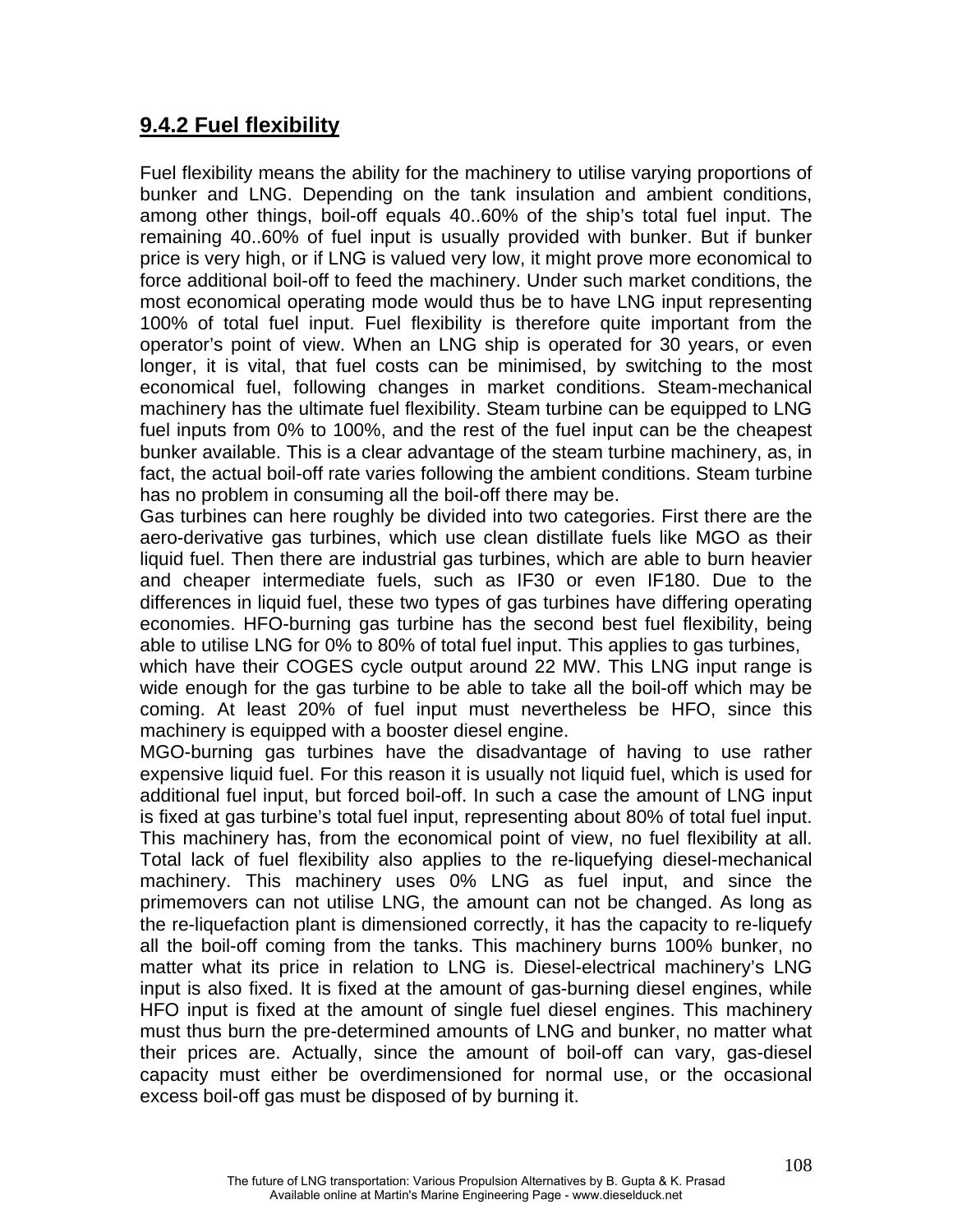## 9.4.2 Fuel flexibility

Fuel flexibility means the ability for the machinery to utilise varying proportions of bunker and LNG. Depending on the tank insulation and ambient conditions, among other things, boil-off equals 40..60% of the ship's total fuel input. The remaining 40..60% of fuel input is usually provided with bunker. But if bunker price is very high, or if LNG is valued very low, it might prove more economical to force additional boil-off to feed the machinery. Under such market conditions, the most economical operating mode would thus be to have LNG input representing 100% of total fuel input. Fuel flexibility is therefore quite important from the operator's point of view. When an LNG ship is operated for 30 years, or even longer, it is vital, that fuel costs can be minimised, by switching to the most economical fuel, following changes in market conditions. Steam-mechanical machinery has the ultimate fuel flexibility. Steam turbine can be equipped to LNG fuel inputs from 0% to 100%, and the rest of the fuel input can be the cheapest bunker available. This is a clear advantage of the steam turbine machinery, as, in fact, the actual boil-off rate varies following the ambient conditions. Steam turbine has no problem in consuming all the boil-off there may be.

Gas turbines can here roughly be divided into two categories. First there are the aero-derivative gas turbines, which use clean distillate fuels like MGO as their liquid fuel. Then there are industrial gas turbines, which are able to burn heavier and cheaper intermediate fuels, such as IF30 or even IF180. Due to the differences in liquid fuel, these two types of gas turbines have differing operating economies. HFO-burning gas turbine has the second best fuel flexibility, being able to utilise LNG for 0% to 80% of total fuel input. This applies to gas turbines, which have their COGES cycle output around 22 MW. This LNG input range is wide enough for the gas turbine to be able to take all the boil-off which may be coming. At least 20% of fuel input must nevertheless be HFO, since this machinery is equipped with a booster diesel engine.

MGO-burning gas turbines have the disadvantage of having to use rather expensive liquid fuel. For this reason it is usually not liquid fuel, which is used for additional fuel input, but forced boil-off. In such a case the amount of LNG input is fixed at gas turbine's total fuel input, representing about 80% of total fuel input. This machinery has, from the economical point of view, no fuel flexibility at all. Total lack of fuel flexibility also applies to the re-liquefying diesel-mechanical machinery. This machinery uses 0% LNG as fuel input, and since the primemovers can not utilise LNG, the amount can not be changed. As long as the re-liquefaction plant is dimensioned correctly, it has the capacity to re-liquefy all the boil-off coming from the tanks. This machinery burns 100% bunker, no matter what its price in relation to LNG is. Diesel-electrical machinery's LNG input is also fixed. It is fixed at the amount of gas-burning diesel engines, while HFO input is fixed at the amount of single fuel diesel engines. This machinery must thus burn the pre-determined amounts of LNG and bunker, no matter what their prices are. Actually, since the amount of boil-off can vary, gas-diesel capacity must either be overdimensioned for normal use, or the occasional excess boil-off gas must be disposed of by burning it.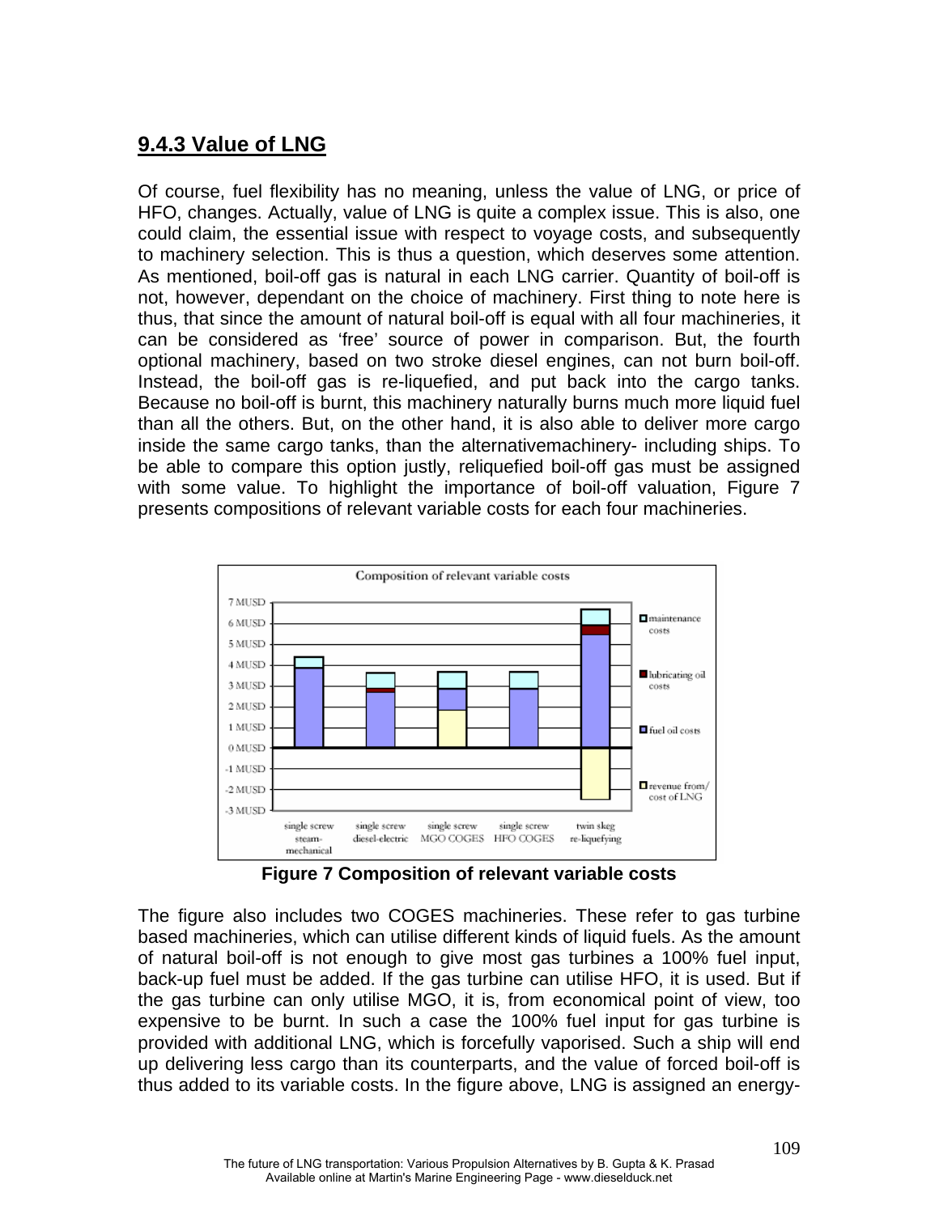## 9.4.3 Value of LNG

Of course, fuel flexibility has no meaning, unless the value of LNG, or price of HFO, changes. Actually, value of LNG is quite a complex issue. This is also, one could claim, the essential issue with respect to voyage costs, and subsequently to machinery selection. This is thus a question, which deserves some attention. As mentioned, boil-off gas is natural in each LNG carrier. Quantity of boil-off is not, however, dependant on the choice of machinery. First thing to note here is thus, that since the amount of natural boil-off is equal with all four machineries, it can be considered as 'free' source of power in comparison. But, the fourth optional machinery, based on two stroke diesel engines, can not burn boil-off. Instead, the boil-off gas is re-liquefied, and put back into the cargo tanks. Because no boil-off is burnt, this machinery naturally burns much more liquid fuel than all the others. But, on the other hand, it is also able to deliver more cargo inside the same cargo tanks, than the alternativemachinery- including ships. To be able to compare this option justly, reliquefied boil-off gas must be assigned with some value. To highlight the importance of boil-off valuation, Figure 7 presents compositions of relevant variable costs for each four machineries.

**Figure 7 Composition of relevant variable costs**

The figure also includes two COGES machineries. These refer to gas turbine based machineries, which can utilise different kinds of liquid fuels. As the amount of natural boil-off is not enough to give most gas turbines a 100% fuel input, back-up fuel must be added. If the gas turbine can utilise HFO, it is used. But if the gas turbine can only utilise MGO, it is, from economical point of view, too expensive to be burnt. In such a case the 100% fuel input for gas turbine is provided with additional LNG, which is forcefully vaporised. Such a ship will end up delivering less cargo than its counterparts, and the value of forced boil-off is thus added to its variable costs. In the figure above, LNG is assigned an energy-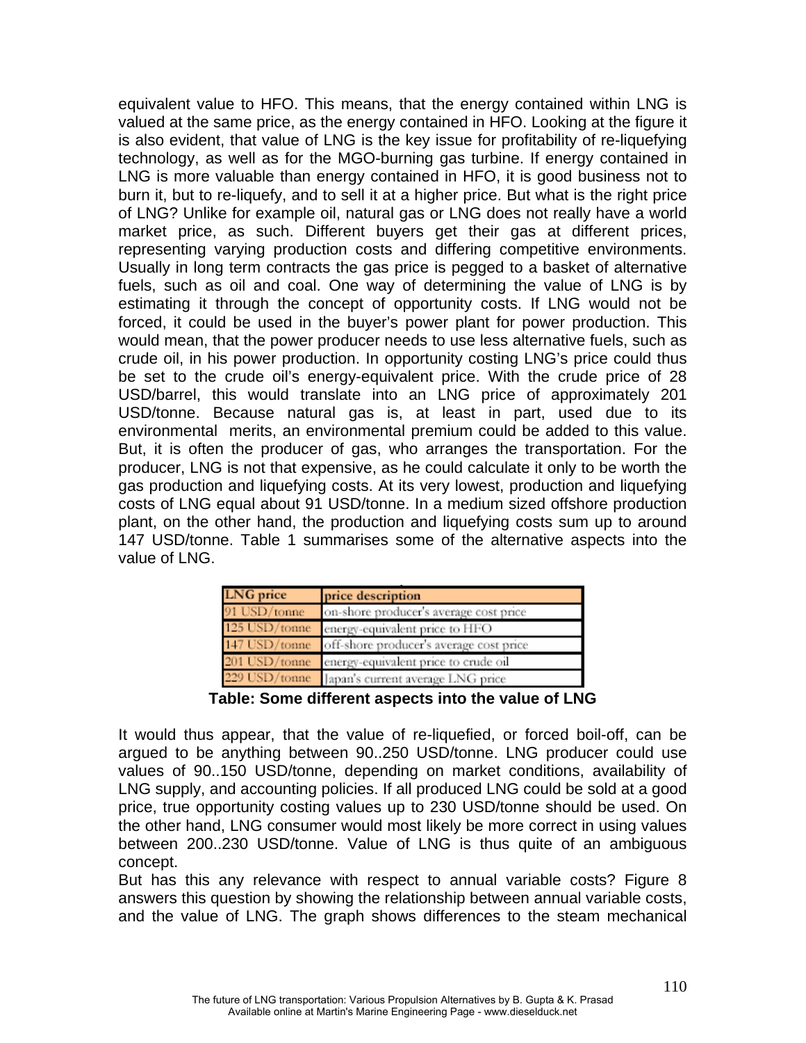equivalent value to HFO. This means, that the energy contained within LNG is valued at the same price, as the energy contained in HFO. Looking at the figure it is also evident, that value of LNG is the key issue for profitability of re-liquefying technology, as well as for the MGO-burning gas turbine. If energy contained in LNG is more valuable than energy contained in HFO, it is good business not to burn it, but to re-liquefy, and to sell it at a higher price. But what is the right price of LNG? Unlike for example oil, natural gas or LNG does not really have a world market price, as such. Different buyers get their gas at different prices, representing varying production costs and differing competitive environments. Usually in long term contracts the gas price is pegged to a basket of alternative fuels, such as oil and coal. One way of determining the value of LNG is by estimating it through the concept of opportunity costs. If LNG would not be forced, it could be used in the buyer's power plant for power production. This would mean, that the power producer needs to use less alternative fuels, such as crude oil, in his power production. In opportunity costing LNG's price could thus be set to the crude oil's energy-equivalent price. With the crude price of 28 USD/barrel, this would translate into an LNG price of approximately 201 USD/tonne. Because natural gas is, at least in part, used due to its environmental merits, an environmental premium could be added to this value. But, it is often the producer of gas, who arranges the transportation. For the producer, LNG is not that expensive, as he could calculate it only to be worth the gas production and liquefying costs. At its very lowest, production and liquefying costs of LNG equal about 91 USD/tonne. In a medium sized offshore production plant, on the other hand, the production and liquefying costs sum up to around 147 USD/tonne. Table 1 summarises some of the alternative aspects into the value of LNG.

| LNG price | price description |
|---|---|
| 91 USD/tonne | on-shore producer's average cost price |
| 125 USD/tonne | energy-equivalent price to HFO |
| 147 USD/tonne | off-shore producer's average cost price |
| 201 USD/tonne | energy-equivalent price to crude oil |
| 229 USD/tonne | Japan's current average LNG price |

**Table: Some different aspects into the value of LNG**

It would thus appear, that the value of re-liquefied, or forced boil-off, can be argued to be anything between 90..250 USD/tonne. LNG producer could use values of 90..150 USD/tonne, depending on market conditions, availability of LNG supply, and accounting policies. If all produced LNG could be sold at a good price, true opportunity costing values up to 230 USD/tonne should be used. On the other hand, LNG consumer would most likely be more correct in using values between 200..230 USD/tonne. Value of LNG is thus quite of an ambiguous concept.

But has this any relevance with respect to annual variable costs? Figure 8 answers this question by showing the relationship between annual variable costs, and the value of LNG. The graph shows differences to the steam mechanical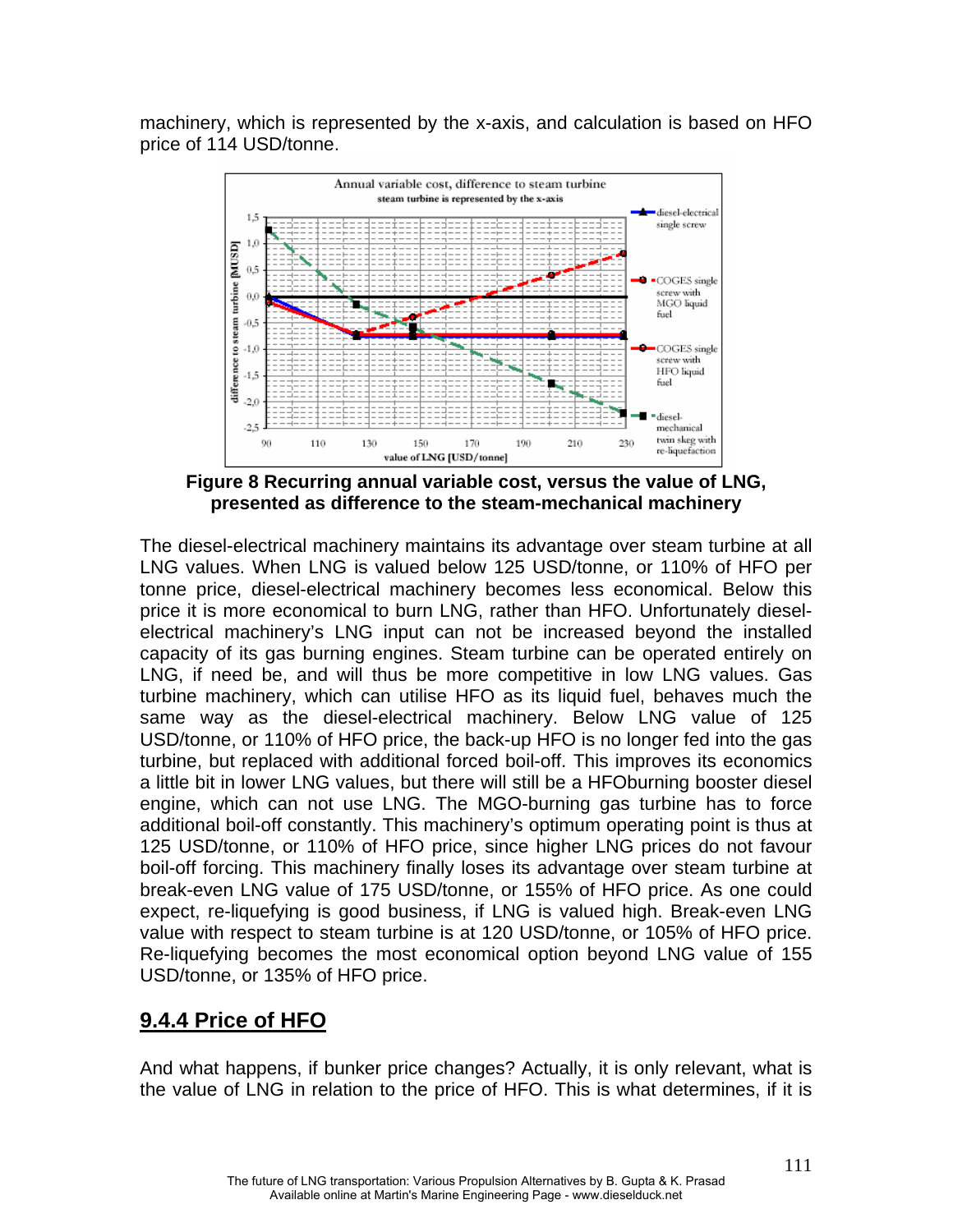machinery, which is represented by the x-axis, and calculation is based on HFO price of 114 USD/tonne.

**Figure 8 Recurring annual variable cost, versus the value of LNG, presented as difference to the steam-mechanical machinery**

The diesel-electrical machinery maintains its advantage over steam turbine at all LNG values. When LNG is valued below 125 USD/tonne, or 110% of HFO per tonne price, diesel-electrical machinery becomes less economical. Below this price it is more economical to burn LNG, rather than HFO. Unfortunately diesel-electrical machinery's LNG input can not be increased beyond the installed capacity of its gas burning engines. Steam turbine can be operated entirely on LNG, if need be, and will thus be more competitive in low LNG values. Gas turbine machinery, which can utilise HFO as its liquid fuel, behaves much the same way as the diesel-electrical machinery. Below LNG value of 125 USD/tonne, or 110% of HFO price, the back-up HFO is no longer fed into the gas turbine, but replaced with additional forced boil-off. This improves its economics a little bit in lower LNG values, but there will still be a HFOburning booster diesel engine, which can not use LNG. The MGO-burning gas turbine has to force additional boil-off constantly. This machinery's optimum operating point is thus at 125 USD/tonne, or 110% of HFO price, since higher LNG prices do not favour boil-off forcing. This machinery finally loses its advantage over steam turbine at break-even LNG value of 175 USD/tonne, or 155% of HFO price. As one could expect, re-liquefying is good business, if LNG is valued high. Break-even LNG value with respect to steam turbine is at 120 USD/tonne, or 105% of HFO price. Re-liquefying becomes the most economical option beyond LNG value of 155 USD/tonne, or 135% of HFO price.

## 9.4.4 Price of HFO

And what happens, if bunker price changes? Actually, it is only relevant, what is the value of LNG in relation to the price of HFO. This is what determines, if it is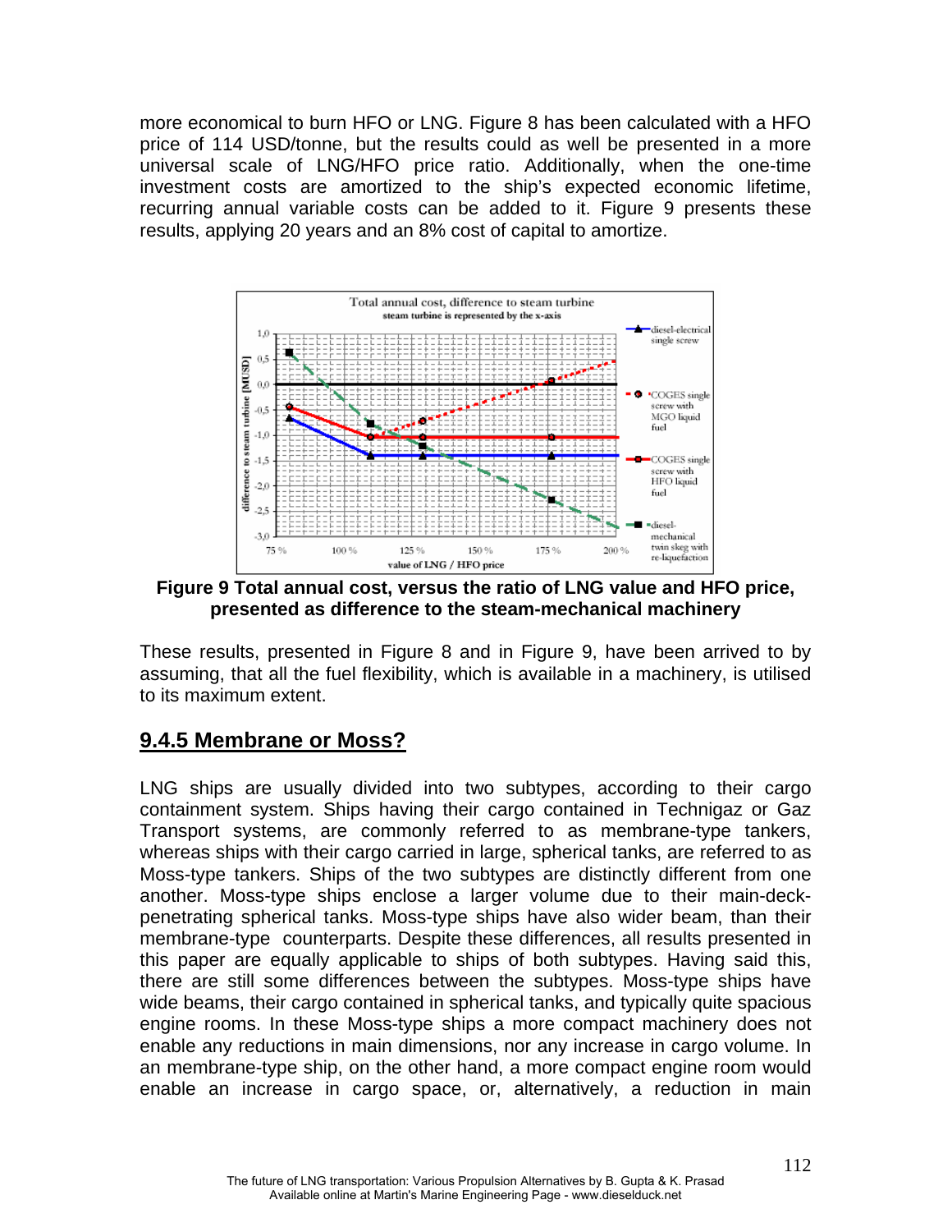more economical to burn HFO or LNG. Figure 8 has been calculated with a HFO price of 114 USD/tonne, but the results could as well be presented in a more universal scale of LNG/HFO price ratio. Additionally, when the one-time investment costs are amortized to the ship's expected economic lifetime, recurring annual variable costs can be added to it. Figure 9 presents these results, applying 20 years and an 8% cost of capital to amortize.

**Figure 9 Total annual cost, versus the ratio of LNG value and HFO price, presented as difference to the steam-mechanical machinery**

These results, presented in Figure 8 and in Figure 9, have been arrived to by assuming, that all the fuel flexibility, which is available in a machinery, is utilised to its maximum extent.

## 9.4.5 Membrane or Moss?

LNG ships are usually divided into two subtypes, according to their cargo containment system. Ships having their cargo contained in Technigaz or Gaz Transport systems, are commonly referred to as membrane-type tankers, whereas ships with their cargo carried in large, spherical tanks, are referred to as Moss-type tankers. Ships of the two subtypes are distinctly different from one another. Moss-type ships enclose a larger volume due to their main-deck-penetrating spherical tanks. Moss-type ships have also wider beam, than their membrane-type counterparts. Despite these differences, all results presented in this paper are equally applicable to ships of both subtypes. Having said this, there are still some differences between the subtypes. Moss-type ships have wide beams, their cargo contained in spherical tanks, and typically quite spacious engine rooms. In these Moss-type ships a more compact machinery does not enable any reductions in main dimensions, nor any increase in cargo volume. In an membrane-type ship, on the other hand, a more compact engine room would enable an increase in cargo space, or, alternatively, a reduction in main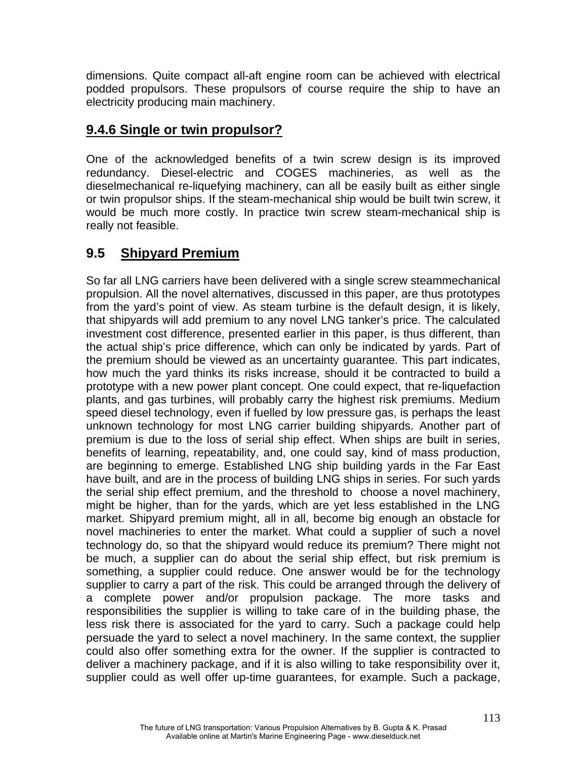dimensions. Quite compact all-aft engine room can be achieved with electrical podded propulsors. These propulsors of course require the ship to have an electricity producing main machinery.

### 9.4.6 Single or twin propulsor?

One of the acknowledged benefits of a twin screw design is its improved redundancy. Diesel-electric and COGES machineries, as well as the dieselmechanical re-liquefying machinery, can all be easily built as either single or twin propulsor ships. If the steam-mechanical ship would be built twin screw, it would be much more costly. In practice twin screw steam-mechanical ship is really not feasible.

## 9.5 Shipyard Premium

So far all LNG carriers have been delivered with a single screw steammechanical propulsion. All the novel alternatives, discussed in this paper, are thus prototypes from the yard's point of view. As steam turbine is the default design, it is likely, that shipyards will add premium to any novel LNG tanker's price. The calculated investment cost difference, presented earlier in this paper, is thus different, than the actual ship's price difference, which can only be indicated by yards. Part of the premium should be viewed as an uncertainty guarantee. This part indicates, how much the yard thinks its risks increase, should it be contracted to build a prototype with a new power plant concept. One could expect, that re-liquefaction plants, and gas turbines, will probably carry the highest risk premiums. Medium speed diesel technology, even if fuelled by low pressure gas, is perhaps the least unknown technology for most LNG carrier building shipyards. Another part of premium is due to the loss of serial ship effect. When ships are built in series, benefits of learning, repeatability, and, one could say, kind of mass production, are beginning to emerge. Established LNG ship building yards in the Far East have built, and are in the process of building LNG ships in series. For such yards the serial ship effect premium, and the threshold to choose a novel machinery, might be higher, than for the yards, which are yet less established in the LNG market. Shipyard premium might, all in all, become big enough an obstacle for novel machineries to enter the market. What could a supplier of such a novel technology do, so that the shipyard would reduce its premium? There might not be much, a supplier can do about the serial ship effect, but risk premium is something, a supplier could reduce. One answer would be for the technology supplier to carry a part of the risk. This could be arranged through the delivery of a complete power and/or propulsion package. The more tasks and responsibilities the supplier is willing to take care of in the building phase, the less risk there is associated for the yard to carry. Such a package could help persuade the yard to select a novel machinery. In the same context, the supplier could also offer something extra for the owner. If the supplier is contracted to deliver a machinery package, and if it is also willing to take responsibility over it, supplier could as well offer up-time guarantees, for example. Such a package,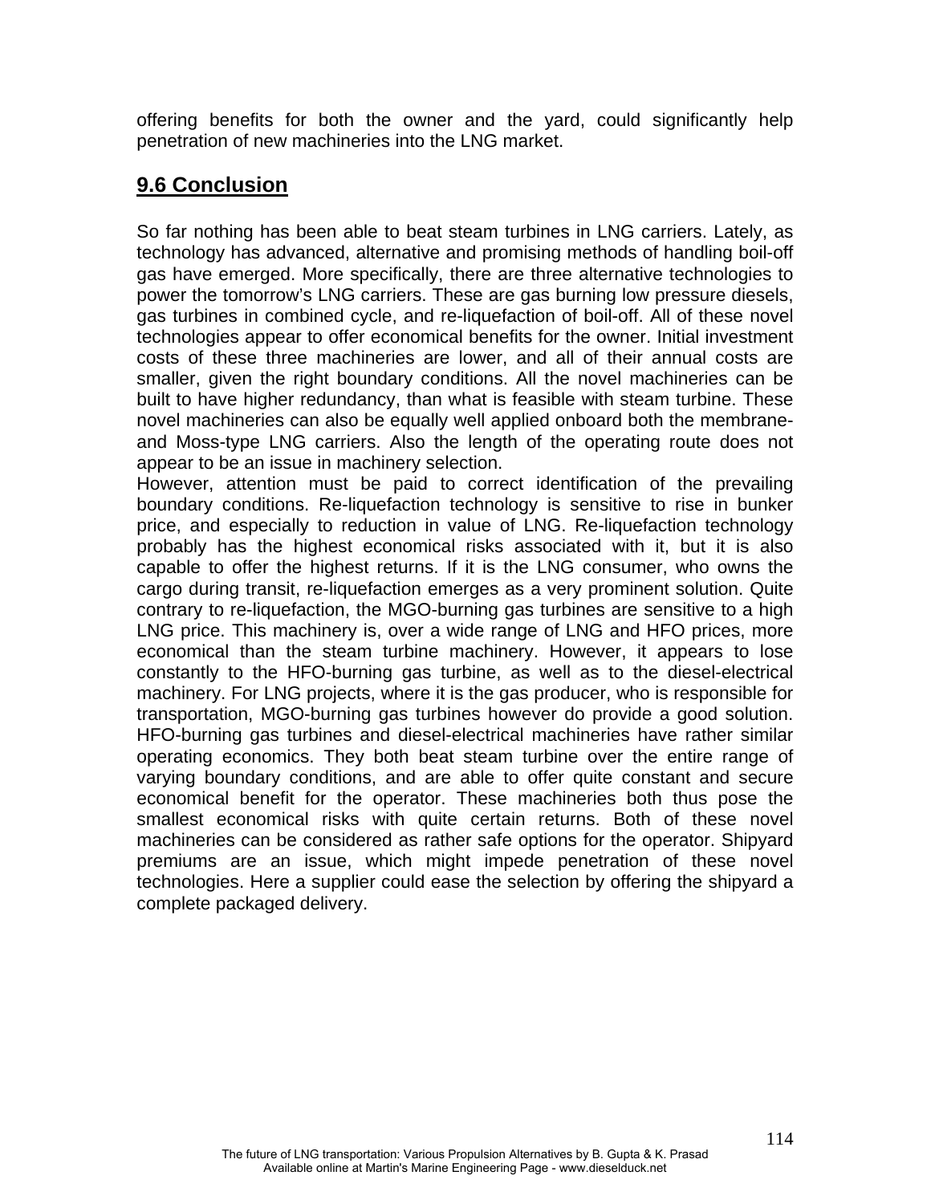offering benefits for both the owner and the yard, could significantly help penetration of new machineries into the LNG market.

## 9.6 Conclusion

So far nothing has been able to beat steam turbines in LNG carriers. Lately, as technology has advanced, alternative and promising methods of handling boil-off gas have emerged. More specifically, there are three alternative technologies to power the tomorrow's LNG carriers. These are gas burning low pressure diesels, gas turbines in combined cycle, and re-liquefaction of boil-off. All of these novel technologies appear to offer economical benefits for the owner. Initial investment costs of these three machineries are lower, and all of their annual costs are smaller, given the right boundary conditions. All the novel machineries can be built to have higher redundancy, than what is feasible with steam turbine. These novel machineries can also be equally well applied onboard both the membrane- and Moss-type LNG carriers. Also the length of the operating route does not appear to be an issue in machinery selection.

However, attention must be paid to correct identification of the prevailing boundary conditions. Re-liquefaction technology is sensitive to rise in bunker price, and especially to reduction in value of LNG. Re-liquefaction technology probably has the highest economical risks associated with it, but it is also capable to offer the highest returns. If it is the LNG consumer, who owns the cargo during transit, re-liquefaction emerges as a very prominent solution. Quite contrary to re-liquefaction, the MGO-burning gas turbines are sensitive to a high LNG price. This machinery is, over a wide range of LNG and HFO prices, more economical than the steam turbine machinery. However, it appears to lose constantly to the HFO-burning gas turbine, as well as to the diesel-electrical machinery. For LNG projects, where it is the gas producer, who is responsible for transportation, MGO-burning gas turbines however do provide a good solution. HFO-burning gas turbines and diesel-electrical machineries have rather similar operating economics. They both beat steam turbine over the entire range of varying boundary conditions, and are able to offer quite constant and secure economical benefit for the operator. These machineries both thus pose the smallest economical risks with quite certain returns. Both of these novel machineries can be considered as rather safe options for the operator. Shipyard premiums are an issue, which might impede penetration of these novel technologies. Here a supplier could ease the selection by offering the shipyard a complete packaged delivery.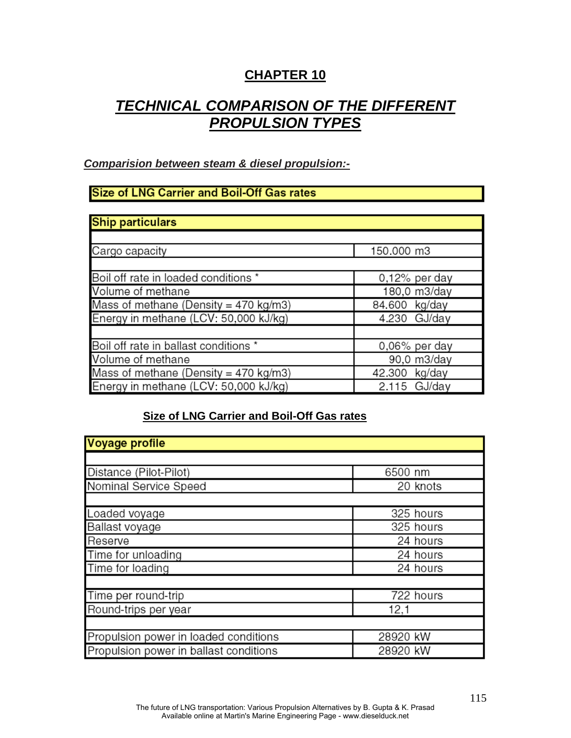# CHAPTER 10

## *TECHNICAL COMPARISON OF THE DIFFERENT PROPULSION TYPES*

***Comparision between steam & diesel propulsion:-***

**Size of LNG Carrier and Boil-Off Gas rates**

| **Ship particulars** | |
|---|---|
| | |
| Cargo capacity | 150.000 m3 |
| | |
| Boil off rate in loaded conditions * | 0,12% per day |
| Volume of methane | 180,0 m3/day |
| Mass of methane (Density = 470 kg/m3) | 84.600 kg/day |
| Energy in methane (LCV: 50,000 kJ/kg) | 4.230 GJ/day |
| | |
| Boil off rate in ballast conditions * | 0,06% per day |
| Volume of methane | 90,0 m3/day |
| Mass of methane (Density = 470 kg/m3) | 42.300 kg/day |
| Energy in methane (LCV: 50,000 kJ/kg) | 2.115 GJ/day |

**Size of LNG Carrier and Boil-Off Gas rates**

| **Voyage profile** | |
|---|---|
| | |
| Distance (Pilot-Pilot) | 6500 nm |
| Nominal Service Speed | 20 knots |
| | |
| Loaded voyage | 325 hours |
| Ballast voyage | 325 hours |
| Reserve | 24 hours |
| Time for unloading | 24 hours |
| Time for loading | 24 hours |
| | |
| Time per round-trip | 722 hours |
| Round-trips per year | 12,1 |
| | |
| Propulsion power in loaded conditions | 28920 kW |
| Propulsion power in ballast conditions | 28920 kW |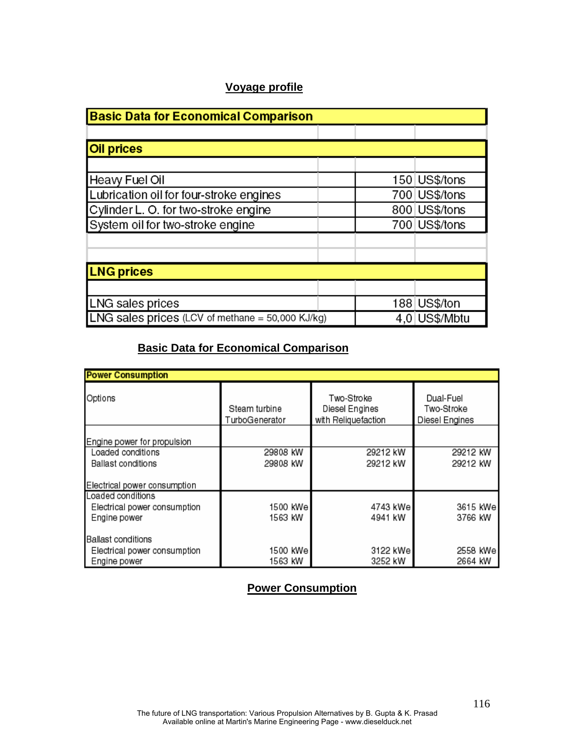## Voyage profile

| Basic Data for Economical Comparison | | |
|---|---|---|
| **Oil prices** | | |
| Heavy Fuel Oil | 150 | US$/tons |
| Lubrication oil for four-stroke engines | 700 | US$/tons |
| Cylinder L. O. for two-stroke engine | 800 | US$/tons |
| System oil for two-stroke engine | 700 | US$/tons |
| **LNG prices** | | |
| LNG sales prices | 188 | US$/ton |
| LNG sales prices (LCV of methane = 50,000 KJ/kg) | 4,0 | US$/Mbtu |

**Basic Data for Economical Comparison**

| Power Consumption | | | |
|---|---|---|---|
| Options | Steam turbine TurboGenerator | Two-Stroke Diesel Engines with Reliquefaction | Dual-Fuel Two-Stroke Diesel Engines |
| **Engine power for propulsion** | | | |
| Loaded conditions | 29808 kW | 29212 kW | 29212 kW |
| Ballast conditions | 29808 kW | 29212 kW | 29212 kW |
| **Electrical power consumption** | | | |
| Loaded conditions | | | |
| Electrical power consumption | 1500 kWe | 4743 kWe | 3615 kWe |
| Engine power | 1563 kW | 4941 kW | 3766 kW |
| Ballast conditions | | | |
| Electrical power consumption | 1500 kWe | 3122 kWe | 2558 kWe |
| Engine power | 1563 kW | 3252 kW | 2664 kW |

**Power Consumption**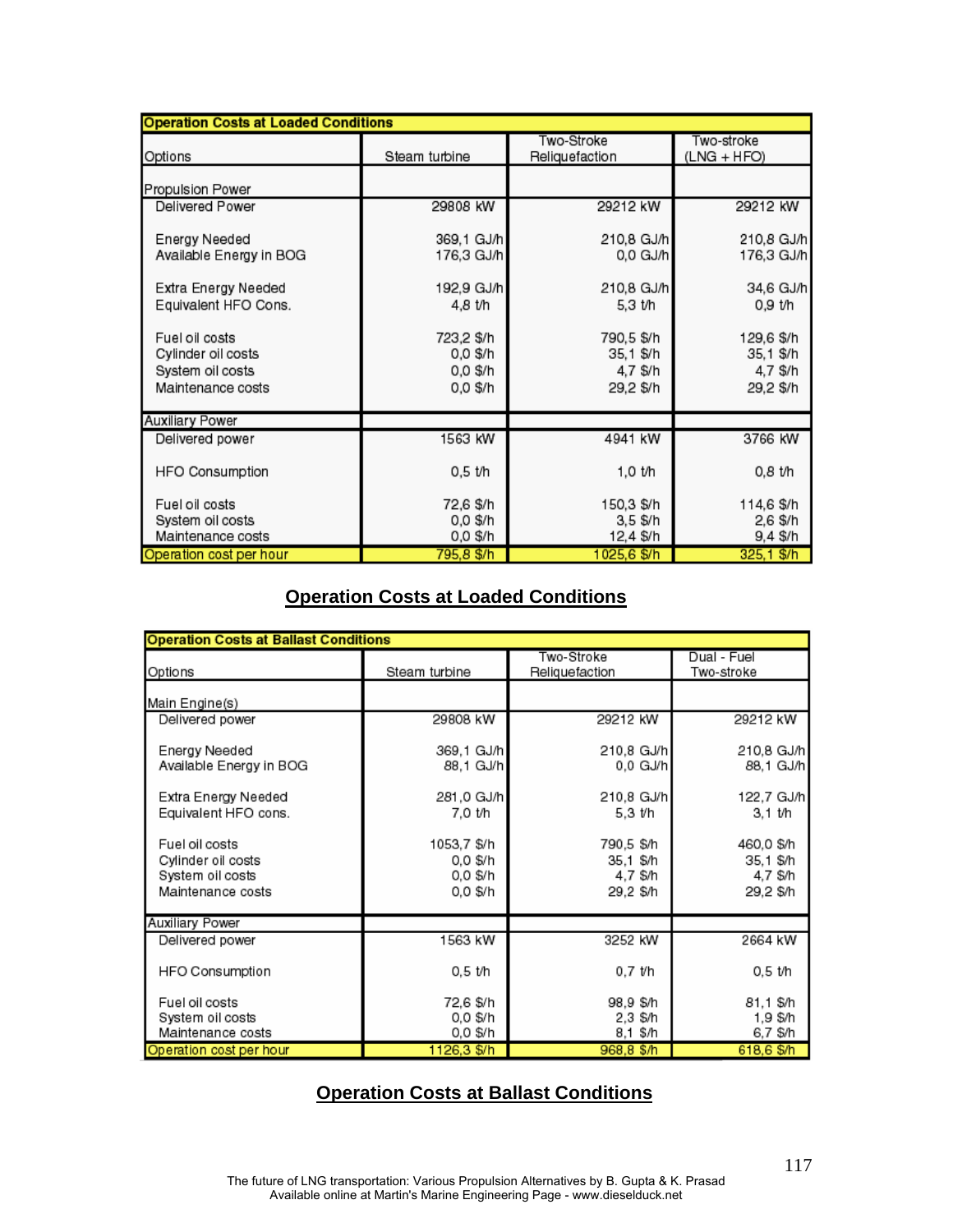| Operation Costs at Loaded Conditions | | | |
|---|---|---|---|
| Options | Steam turbine | Two-Stroke Reliquefaction | Two-stroke (LNG + HFO) |
| **Propulsion Power** | | | |
| Delivered Power | 29808 kW | 29212 kW | 29212 kW |
| Energy Needed | 369,1 GJ/h | 210,8 GJ/h | 210,8 GJ/h |
| Available Energy in BOG | 176,3 GJ/h | 0,0 GJ/h | 176,3 GJ/h |
| Extra Energy Needed | 192,9 GJ/h | 210,8 GJ/h | 34,6 GJ/h |
| Equivalent HFO Cons. | 4,8 t/h | 5,3 t/h | 0,9 t/h |
| Fuel oil costs | 723,2 $/h | 790,5 $/h | 129,6 $/h |
| Cylinder oil costs | 0,0 $/h | 35,1 $/h | 35,1 $/h |
| System oil costs | 0,0 $/h | 4,7 $/h | 4,7 $/h |
| Maintenance costs | 0,0 $/h | 29,2 $/h | 29,2 $/h |
| **Auxiliary Power** | | | |
| Delivered power | 1563 kW | 4941 kW | 3766 kW |
| HFO Consumption | 0,5 t/h | 1,0 t/h | 0,8 t/h |
| Fuel oil costs | 72,6 $/h | 150,3 $/h | 114,6 $/h |
| System oil costs | 0,0 $/h | 3,5 $/h | 2,6 $/h |
| Maintenance costs | 0,0 $/h | 12,4 $/h | 9,4 $/h |
| Operation cost per hour | 795,8 $/h | 1025,6 $/h | 325,1 $/h |

**Operation Costs at Loaded Conditions**

| Operation Costs at Ballast Conditions | | | |
|---|---|---|---|
| Options | Steam turbine | Two-Stroke Reliquefaction | Dual - Fuel Two-stroke |
| **Main Engine(s)** | | | |
| Delivered power | 29808 kW | 29212 kW | 29212 kW |
| Energy Needed | 369,1 GJ/h | 210,8 GJ/h | 210,8 GJ/h |
| Available Energy in BOG | 88,1 GJ/h | 0,0 GJ/h | 88,1 GJ/h |
| Extra Energy Needed | 281,0 GJ/h | 210,8 GJ/h | 122,7 GJ/h |
| Equivalent HFO cons. | 7,0 t/h | 5,3 t/h | 3,1 t/h |
| Fuel oil costs | 1053,7 $/h | 790,5 $/h | 460,0 $/h |
| Cylinder oil costs | 0,0 $/h | 35,1 $/h | 35,1 $/h |
| System oil costs | 0,0 $/h | 4,7 $/h | 4,7 $/h |
| Maintenance costs | 0,0 $/h | 29,2 $/h | 29,2 $/h |
| **Auxiliary Power** | | | |
| Delivered power | 1563 kW | 3252 kW | 2664 kW |
| HFO Consumption | 0,5 t/h | 0,7 t/h | 0,5 t/h |
| Fuel oil costs | 72,6 $/h | 98,9 $/h | 81,1 $/h |
| System oil costs | 0,0 $/h | 2,3 $/h | 1,9 $/h |
| Maintenance costs | 0,0 $/h | 8,1 $/h | 6,7 $/h |
| Operation cost per hour | 1126,3 $/h | 968,8 $/h | 618,6 $/h |

**Operation Costs at Ballast Conditions**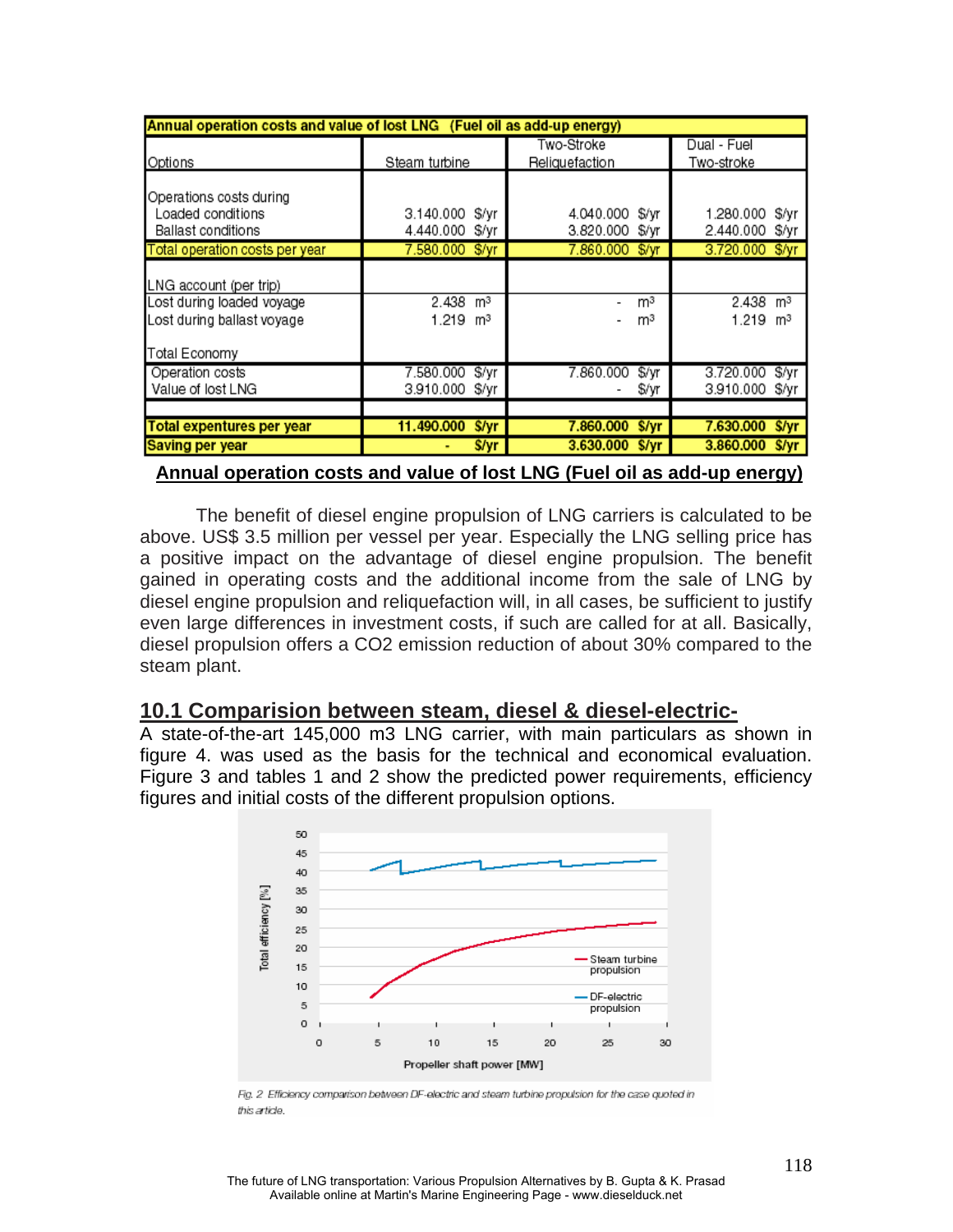| Annual operation costs and value of lost LNG (Fuel oil as add-up energy) | | | |
|---|---|---|---|
| Options | Steam turbine | Two-Stroke Reliquefaction | Dual - Fuel Two-stroke |
| Operations costs during | | | |
| Loaded conditions | 3.140.000 $/yr | 4.040.000 $/yr | 1.280.000 $/yr |
| Ballast conditions | 4.440.000 $/yr | 3.820.000 $/yr | 2.440.000 $/yr |
| Total operation costs per year | 7.580.000 $/yr | 7.860.000 $/yr | 3.720.000 $/yr |
| LNG account (per trip) | | | |
| Lost during loaded voyage | 2.438 m³ | - m³ | 2.438 m³ |
| Lost during ballast voyage | 1.219 m³ | - m³ | 1.219 m³ |
| Total Economy | | | |
| Operation costs | 7.580.000 $/yr | 7.860.000 $/yr | 3.720.000 $/yr |
| Value of lost LNG | 3.910.000 $/yr | - $/yr | 3.910.000 $/yr |
| **Total expentures per year** | **11.490.000 $/yr** | **7.860.000 $/yr** | **7.630.000 $/yr** |
| **Saving per year** | **- $/yr** | **3.630.000 $/yr** | **3.860.000 $/yr** |

**Annual operation costs and value of lost LNG (Fuel oil as add-up energy)**

The benefit of diesel engine propulsion of LNG carriers is calculated to be above. US$ 3.5 million per vessel per year. Especially the LNG selling price has a positive impact on the advantage of diesel engine propulsion. The benefit gained in operating costs and the additional income from the sale of LNG by diesel engine propulsion and reliquefaction will, in all cases, be sufficient to justify even large differences in investment costs, if such are called for at all. Basically, diesel propulsion offers a $CO_2$ emission reduction of about 30% compared to the steam plant.

## 10.1 Comparision between steam, diesel & diesel-electric-

A state-of-the-art 145,000 m3 LNG carrier, with main particulars as shown in figure 4. was used as the basis for the technical and economical evaluation. Figure 3 and tables 1 and 2 show the predicted power requirements, efficiency figures and initial costs of the different propulsion options.

*Fig. 2 Efficiency comparison between DF-electric and steam turbine propulsion for the case quoted in this article.*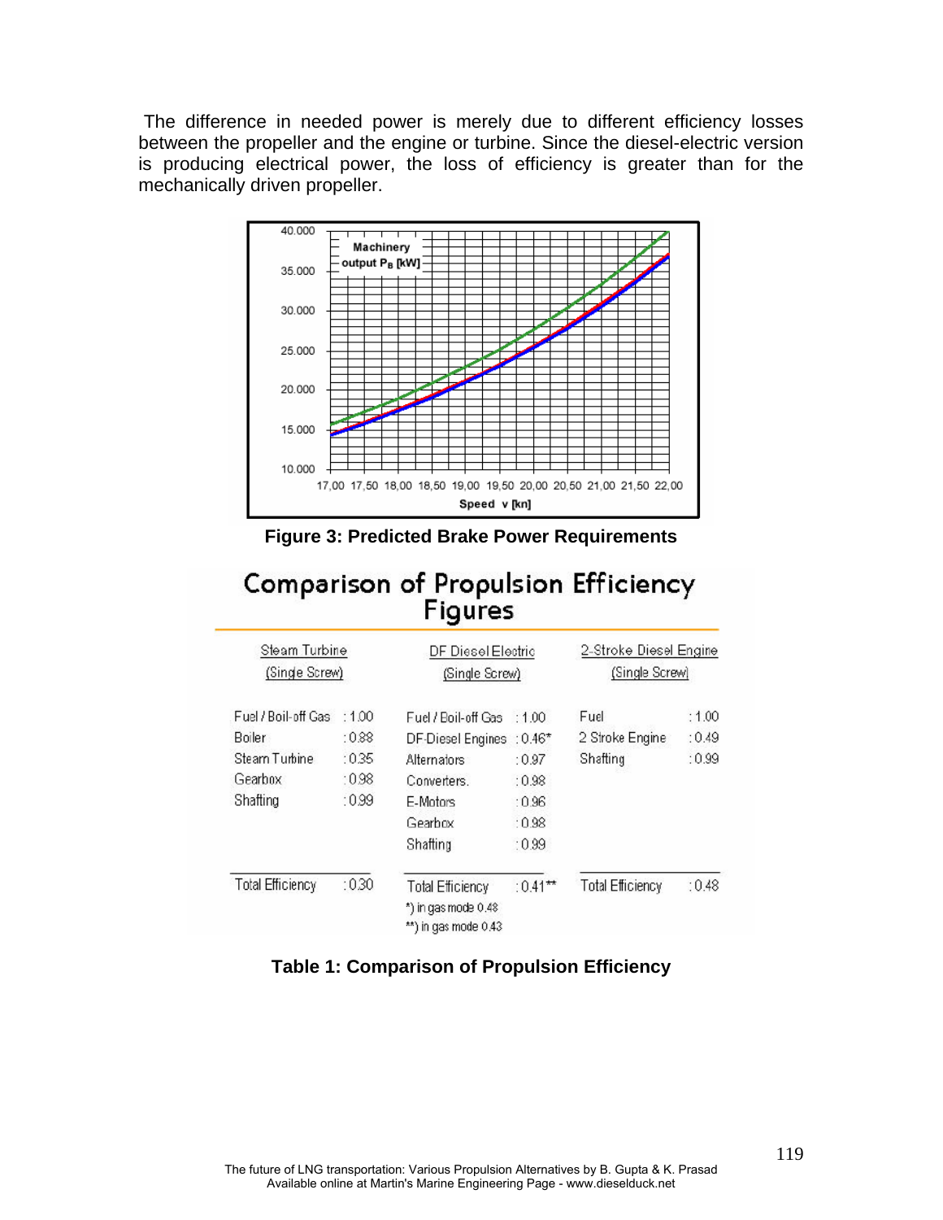The difference in needed power is merely due to different efficiency losses between the propeller and the engine or turbine. Since the diesel-electric version is producing electrical power, the loss of efficiency is greater than for the mechanically driven propeller.

**Figure 3: Predicted Brake Power Requirements**

## Comparison of Propulsion Efficiency Figures

| Steam Turbine (Single Screw) | | DF Diesel Electric (Single Screw) | | 2-Stroke Diesel Engine (Single Screw) | |
|---|---|---|---|---|---|
| Fuel / Boil-off Gas | : 1.00 | Fuel / Boil-off Gas | : 1.00 | Fuel | : 1.00 |
| Boiler | : 0.88 | DF-Diesel Engines | : 0.46* | 2 Stroke Engine | : 0.49 |
| Steam Turbine | : 0.35 | Alternators | : 0.97 | Shafting | : 0.99 |
| Gearbox | : 0.98 | Converters. | : 0.98 | | |
| Shafting | : 0.99 | E-Motors | : 0.96 | | |
| | | Gearbox | : 0.98 | | |
| | | Shafting | : 0.99 | | |
| Total Efficiency | : 0.30 | Total Efficiency | : 0.41** | Total Efficiency | : 0.48 |

*) in gas mode 0.48

**) in gas mode 0.43

**Table 1: Comparison of Propulsion Efficiency**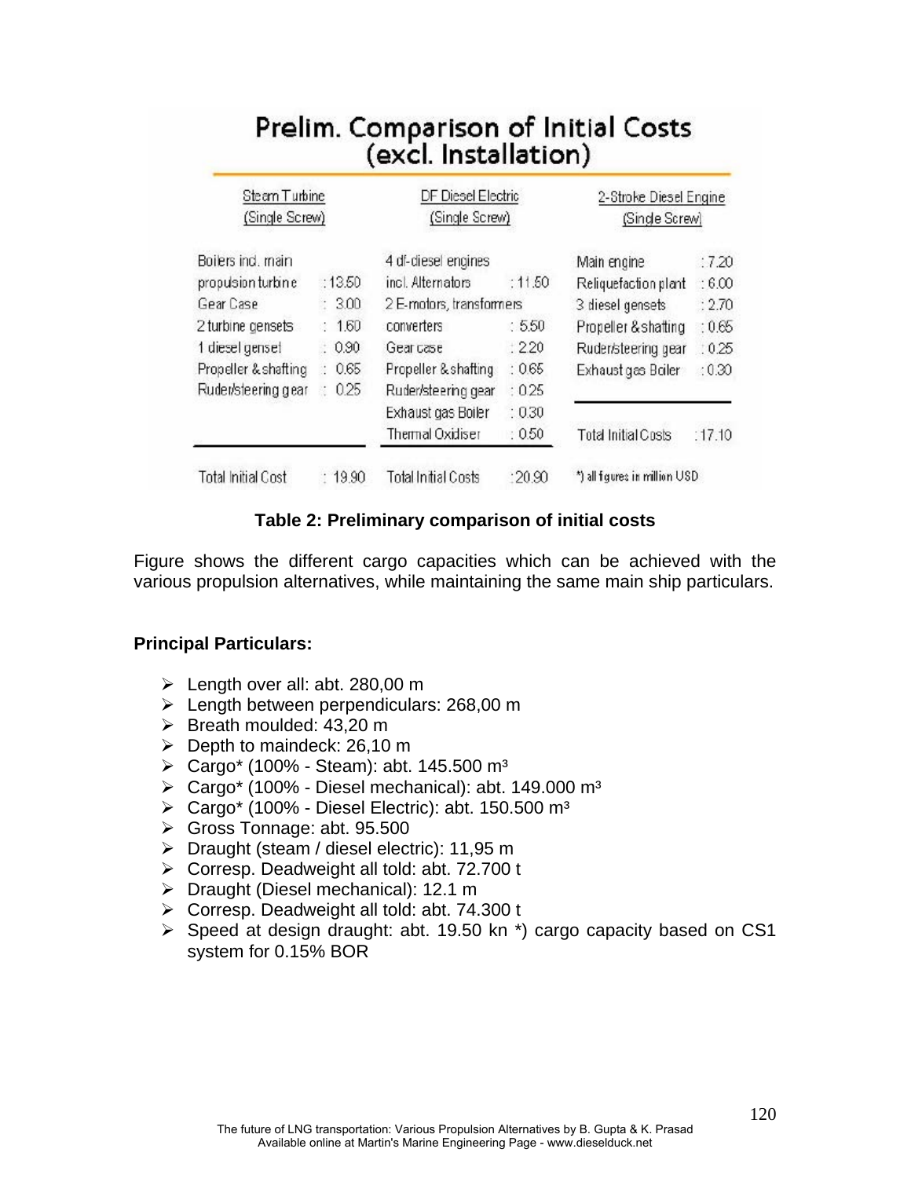## Prelim. Comparison of Initial Costs (excl. Installation)

| Steam Turbine (Single Screw) | | DF Diesel Electric (Single Screw) | | 2-Stroke Diesel Engine (Single Screw) | |
|---|---|---|---|---|---|
| Boilers incl. main propulsion turbine | : 13.50 | 4 df-diesel engines incl. Alternators | : 11.50 | Main engine | : 7.20 |
| Gear Case | : 3.00 | 2 E-motors, transformers converters | : 5.50 | Reliquefaction plant | : 6.00 |
| 2 turbine gensets | : 1.60 | Gear case | : 2.20 | 3 diesel gensets | : 2.70 |
| 1 diesel genset | : 0.90 | Propeller & shafting | : 0.65 | Propeller & shafting | : 0.65 |
| Propeller & shafting | : 0.65 | Ruder/steering gear | : 0.25 | Ruder/steering gear | : 0.25 |
| Ruder/steering gear | : 0.25 | Exhaust gas Boiler | : 0.30 | Exhaust gas Boiler | : 0.30 |
| | | Thermal Oxidiser | : 0.50 | | |
| Total Initial Cost | : 19.90 | Total Initial Costs | : 20.90 | Total Initial Costs | : 17.10 |

*) all figures in million USD

**Table 2: Preliminary comparison of initial costs**

Figure shows the different cargo capacities which can be achieved with the various propulsion alternatives, while maintaining the same main ship particulars.

**Principal Particulars:**

- Length over all: abt. 280,00 m
- Length between perpendiculars: 268,00 m
- Breath moulded: 43,20 m
- Depth to maindeck: 26,10 m
- Cargo* (100% - Steam): abt. 145.500 m³
- Cargo* (100% - Diesel mechanical): abt. 149.000 m³
- Cargo* (100% - Diesel Electric): abt. 150.500 m³
- Gross Tonnage: abt. 95.500
- Draught (steam / diesel electric): 11,95 m
- Corresp. Deadweight all told: abt. 72.700 t
- Draught (Diesel mechanical): 12.1 m
- Corresp. Deadweight all told: abt. 74.300 t
- Speed at design draught: abt. 19.50 kn *) cargo capacity based on CS1 system for 0.15% BOR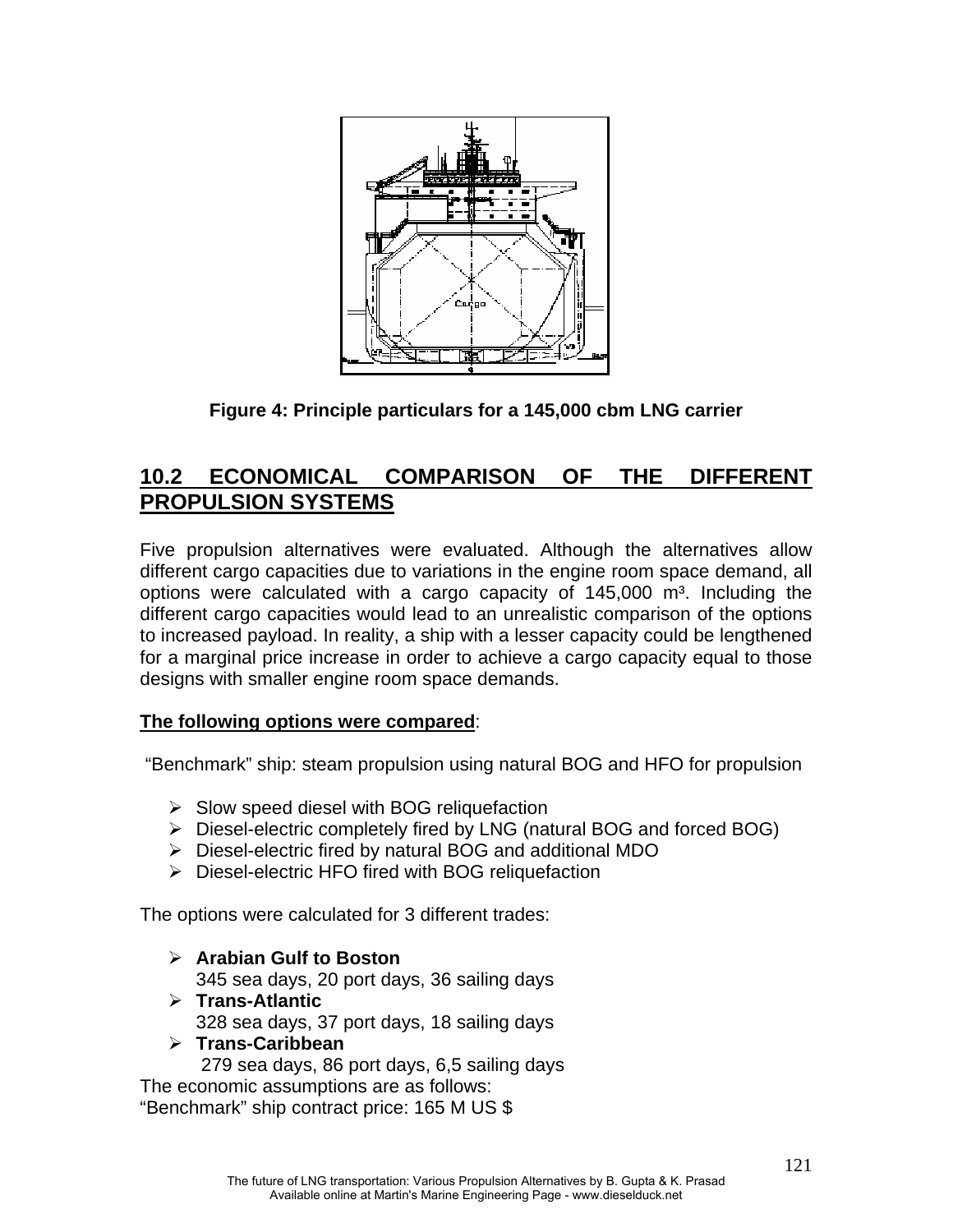Figure 4: Principle particulars for a 145,000 cbm LNG carrier

## 10.2 ECONOMICAL COMPARISON OF THE DIFFERENT PROPULSION SYSTEMS

Five propulsion alternatives were evaluated. Although the alternatives allow different cargo capacities due to variations in the engine room space demand, all options were calculated with a cargo capacity of 145,000 m³. Including the different cargo capacities would lead to an unrealistic comparison of the options to increased payload. In reality, a ship with a lesser capacity could be lengthened for a marginal price increase in order to achieve a cargo capacity equal to those designs with smaller engine room space demands.

**The following options were compared**:

"Benchmark" ship: steam propulsion using natural BOG and HFO for propulsion

- Slow speed diesel with BOG reliquefaction
- Diesel-electric completely fired by LNG (natural BOG and forced BOG)
- Diesel-electric fired by natural BOG and additional MDO
- Diesel-electric HFO fired with BOG reliquefaction

The options were calculated for 3 different trades:

- **Arabian Gulf to Boston**
  345 sea days, 20 port days, 36 sailing days
- **Trans-Atlantic**
  328 sea days, 37 port days, 18 sailing days
- **Trans-Caribbean**
  279 sea days, 86 port days, 6,5 sailing days

The economic assumptions are as follows:
"Benchmark" ship contract price: 165 M US $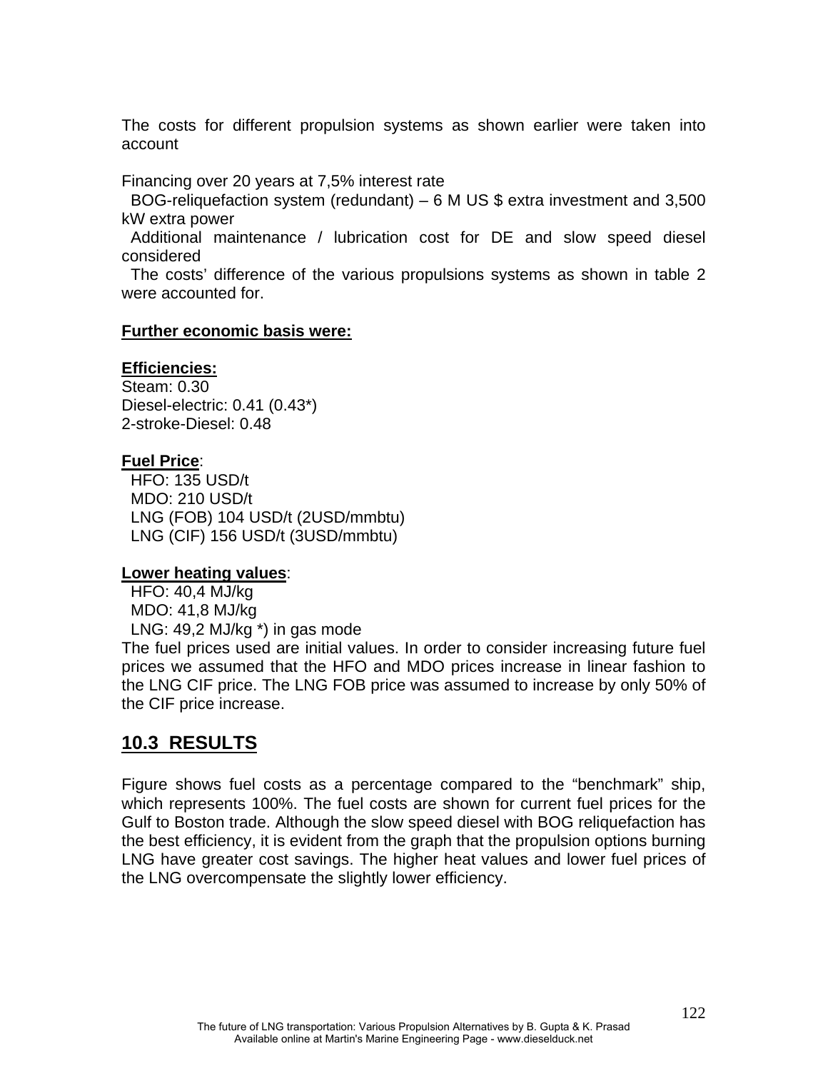The costs for different propulsion systems as shown earlier were taken into account

Financing over 20 years at 7,5% interest rate

- BOG-reliquefaction system (redundant) – 6 M US $ extra investment and 3,500 kW extra power
- Additional maintenance / lubrication cost for DE and slow speed diesel considered
- The costs' difference of the various propulsions systems as shown in table 2 were accounted for.

**Further economic basis were:**

**Efficiencies:**
Steam: 0.30
Diesel-electric: 0.41 (0.43*)
2-stroke-Diesel: 0.48

**Fuel Price**:
- HFO: 135 USD/t
- MDO: 210 USD/t
- LNG (FOB) 104 USD/t (2USD/mmbtu)
- LNG (CIF) 156 USD/t (3USD/mmbtu)

**Lower heating values**:
- HFO: 40,4 MJ/kg
- MDO: 41,8 MJ/kg
- LNG: 49,2 MJ/kg *) in gas mode

The fuel prices used are initial values. In order to consider increasing future fuel prices we assumed that the HFO and MDO prices increase in linear fashion to the LNG CIF price. The LNG FOB price was assumed to increase by only 50% of the CIF price increase.

## 10.3 RESULTS

Figure shows fuel costs as a percentage compared to the "benchmark" ship, which represents 100%. The fuel costs are shown for current fuel prices for the Gulf to Boston trade. Although the slow speed diesel with BOG reliquefaction has the best efficiency, it is evident from the graph that the propulsion options burning LNG have greater cost savings. The higher heat values and lower fuel prices of the LNG overcompensate the slightly lower efficiency.